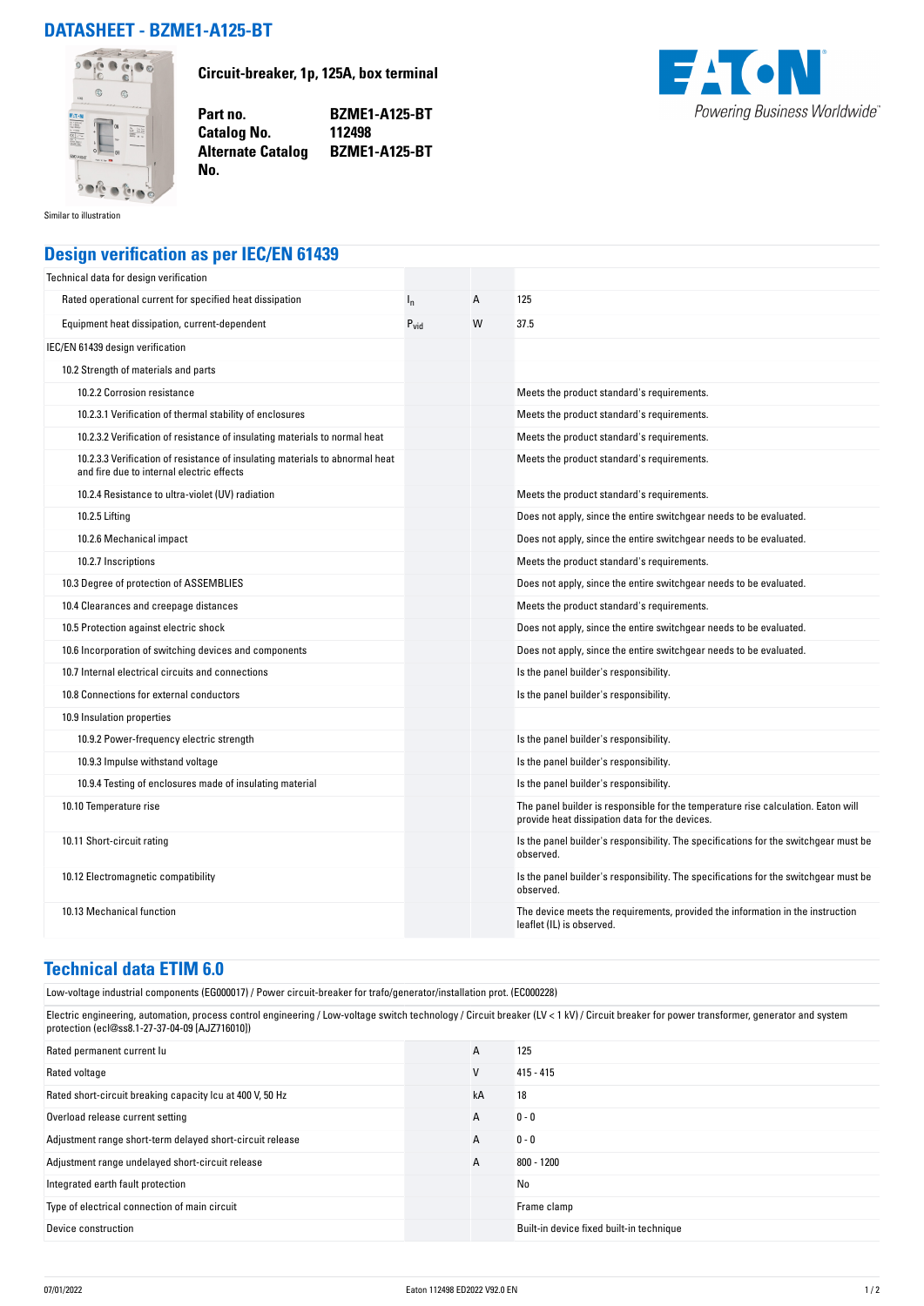# DATASHEET - BZME1-A125-BT

**Circuit-breaker, 1p, 125A, box terminal**

| | |
|---|---|
| **Part no.** | **BZME1-A125-BT** |
| **Catalog No.** | **112498** |
| **Alternate Catalog No.** | **BZME1-A125-BT** |

Similar to illustration

## Design verification as per IEC/EN 61439

| | | | |
|---|---|---|---|
| Technical data for design verification | | | |
| Rated operational current for specified heat dissipation | $I_n$ | A | 125 |
| Equipment heat dissipation, current-dependent | $P_{vid}$ | W | 37.5 |
| IEC/EN 61439 design verification | | | |
| 10.2 Strength of materials and parts | | | |
| 10.2.2 Corrosion resistance | | | Meets the product standard's requirements. |
| 10.2.3.1 Verification of thermal stability of enclosures | | | Meets the product standard's requirements. |
| 10.2.3.2 Verification of resistance of insulating materials to normal heat | | | Meets the product standard's requirements. |
| 10.2.3.3 Verification of resistance of insulating materials to abnormal heat and fire due to internal electric effects | | | Meets the product standard's requirements. |
| 10.2.4 Resistance to ultra-violet (UV) radiation | | | Meets the product standard's requirements. |
| 10.2.5 Lifting | | | Does not apply, since the entire switchgear needs to be evaluated. |
| 10.2.6 Mechanical impact | | | Does not apply, since the entire switchgear needs to be evaluated. |
| 10.2.7 Inscriptions | | | Meets the product standard's requirements. |
| 10.3 Degree of protection of ASSEMBLIES | | | Does not apply, since the entire switchgear needs to be evaluated. |
| 10.4 Clearances and creepage distances | | | Meets the product standard's requirements. |
| 10.5 Protection against electric shock | | | Does not apply, since the entire switchgear needs to be evaluated. |
| 10.6 Incorporation of switching devices and components | | | Does not apply, since the entire switchgear needs to be evaluated. |
| 10.7 Internal electrical circuits and connections | | | Is the panel builder's responsibility. |
| 10.8 Connections for external conductors | | | Is the panel builder's responsibility. |
| 10.9 Insulation properties | | | |
| 10.9.2 Power-frequency electric strength | | | Is the panel builder's responsibility. |
| 10.9.3 Impulse withstand voltage | | | Is the panel builder's responsibility. |
| 10.9.4 Testing of enclosures made of insulating material | | | Is the panel builder's responsibility. |
| 10.10 Temperature rise | | | The panel builder is responsible for the temperature rise calculation. Eaton will provide heat dissipation data for the devices. |
| 10.11 Short-circuit rating | | | Is the panel builder's responsibility. The specifications for the switchgear must be observed. |
| 10.12 Electromagnetic compatibility | | | Is the panel builder's responsibility. The specifications for the switchgear must be observed. |
| 10.13 Mechanical function | | | The device meets the requirements, provided the information in the instruction leaflet (IL) is observed. |

## Technical data ETIM 6.0

Low-voltage industrial components (EG000017) / Power circuit-breaker for trafo/generator/installation prot. (EC000228)

Electric engineering, automation, process control engineering / Low-voltage switch technology / Circuit breaker (LV < 1 kV) / Circuit breaker for power transformer, generator and system protection (ecl@ss8.1-27-37-04-09 [AJZ716010])

| | | |
|---|---|---|
| Rated permanent current Iu | A | 125 |
| Rated voltage | V | 415 - 415 |
| Rated short-circuit breaking capacity Icu at 400 V, 50 Hz | kA | 18 |
| Overload release current setting | A | 0 - 0 |
| Adjustment range short-term delayed short-circuit release | A | 0 - 0 |
| Adjustment range undelayed short-circuit release | A | 800 - 1200 |
| Integrated earth fault protection | | No |
| Type of electrical connection of main circuit | | Frame clamp |
| Device construction | | Built-in device fixed built-in technique |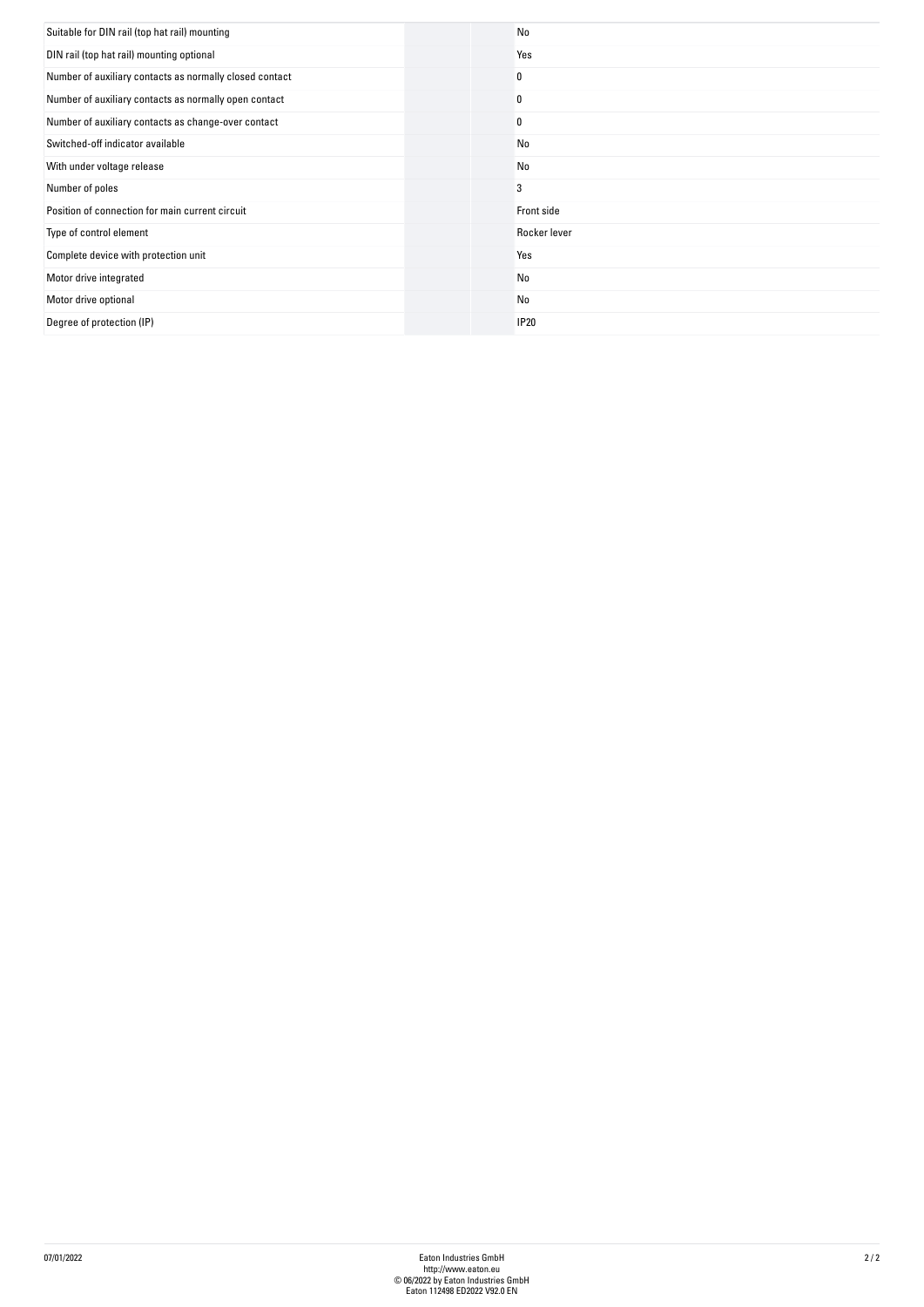| | | |
|---|---|---|
| Suitable for DIN rail (top hat rail) mounting | | No |
| DIN rail (top hat rail) mounting optional | | Yes |
| Number of auxiliary contacts as normally closed contact | | 0 |
| Number of auxiliary contacts as normally open contact | | 0 |
| Number of auxiliary contacts as change-over contact | | 0 |
| Switched-off indicator available | | No |
| With under voltage release | | No |
| Number of poles | | 3 |
| Position of connection for main current circuit | | Front side |
| Type of control element | | Rocker lever |
| Complete device with protection unit | | Yes |
| Motor drive integrated | | No |
| Motor drive optional | | No |
| Degree of protection (IP) | | IP20 |